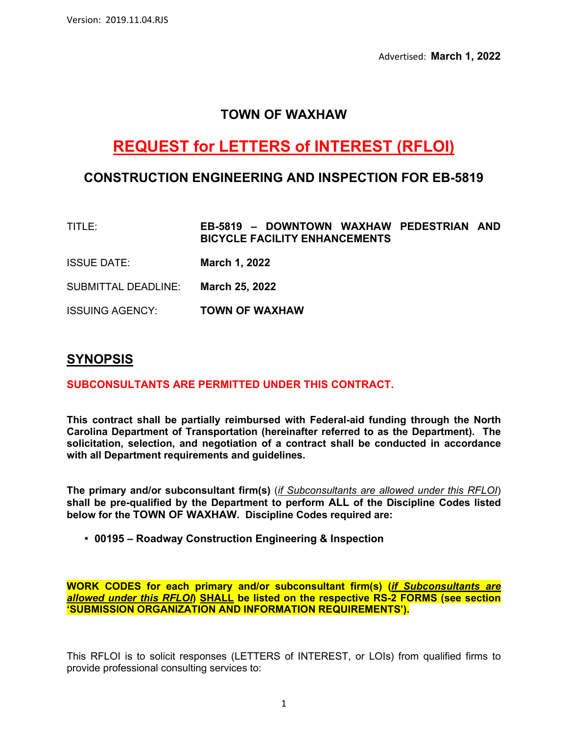Version: 2019.11.04.RJS

Advertised: **March 1, 2022**

# TOWN OF WAXHAW

# REQUEST for LETTERS of INTEREST (RFLOI)

## CONSTRUCTION ENGINEERING AND INSPECTION FOR EB-5819

| | |
|---|---|
| TITLE: | **EB-5819 – DOWNTOWN WAXHAW PEDESTRIAN AND BICYCLE FACILITY ENHANCEMENTS** |
| ISSUE DATE: | **March 1, 2022** |
| SUBMITTAL DEADLINE: | **March 25, 2022** |
| ISSUING AGENCY: | **TOWN OF WAXHAW** |

## SYNOPSIS

**SUBCONSULTANTS ARE PERMITTED UNDER THIS CONTRACT.**

**This contract shall be partially reimbursed with Federal-aid funding through the North Carolina Department of Transportation (hereinafter referred to as the Department). The solicitation, selection, and negotiation of a contract shall be conducted in accordance with all Department requirements and guidelines.**

**The primary and/or subconsultant firm(s)** (*if Subconsultants are allowed under this RFLOI*) **shall be pre-qualified by the Department to perform ALL of the Discipline Codes listed below for the TOWN OF WAXHAW. Discipline Codes required are:**

- **00195 – Roadway Construction Engineering & Inspection**

**WORK CODES for each primary and/or subconsultant firm(s) (*if Subconsultants are allowed under this RFLOI*) SHALL be listed on the respective RS-2 FORMS (see section 'SUBMISSION ORGANIZATION AND INFORMATION REQUIREMENTS').**

This RFLOI is to solicit responses (LETTERS of INTEREST, or LOIs) from qualified firms to provide professional consulting services to: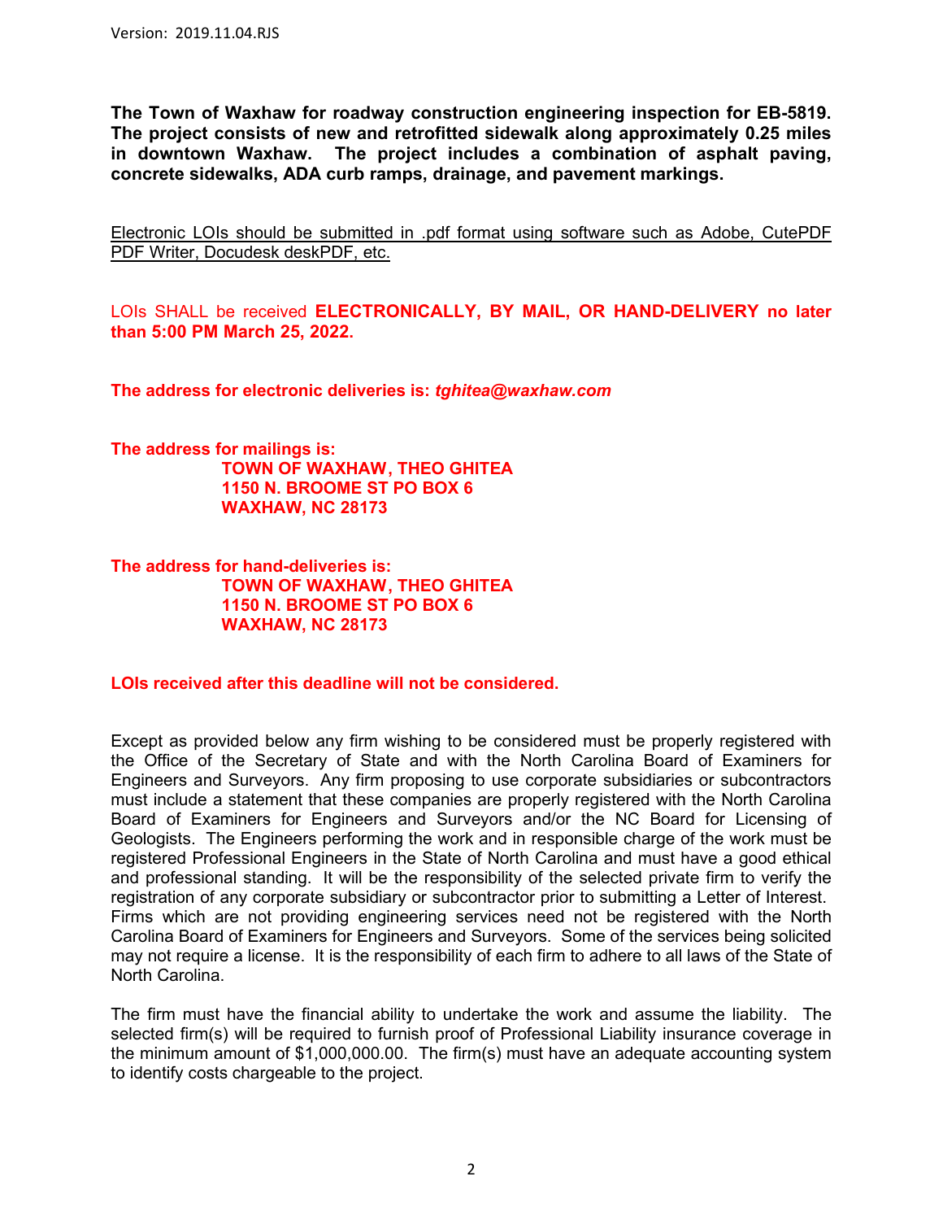**The Town of Waxhaw for roadway construction engineering inspection for EB-5819. The project consists of new and retrofitted sidewalk along approximately 0.25 miles in downtown Waxhaw. The project includes a combination of asphalt paving, concrete sidewalks, ADA curb ramps, drainage, and pavement markings.**

Electronic LOIs should be submitted in .pdf format using software such as Adobe, CutePDF PDF Writer, Docudesk deskPDF, etc.

LOIs SHALL be received **ELECTRONICALLY, BY MAIL, OR HAND-DELIVERY no later than 5:00 PM March 25, 2022.**

**The address for electronic deliveries is:** ***tghitea@waxhaw.com***

**The address for mailings is:**

**TOWN OF WAXHAW, THEO GHITEA**
**1150 N. BROOME ST PO BOX 6**
**WAXHAW, NC 28173**

**The address for hand-deliveries is:**

**TOWN OF WAXHAW, THEO GHITEA**
**1150 N. BROOME ST PO BOX 6**
**WAXHAW, NC 28173**

**LOIs received after this deadline will not be considered.**

Except as provided below any firm wishing to be considered must be properly registered with the Office of the Secretary of State and with the North Carolina Board of Examiners for Engineers and Surveyors. Any firm proposing to use corporate subsidiaries or subcontractors must include a statement that these companies are properly registered with the North Carolina Board of Examiners for Engineers and Surveyors and/or the NC Board for Licensing of Geologists. The Engineers performing the work and in responsible charge of the work must be registered Professional Engineers in the State of North Carolina and must have a good ethical and professional standing. It will be the responsibility of the selected private firm to verify the registration of any corporate subsidiary or subcontractor prior to submitting a Letter of Interest. Firms which are not providing engineering services need not be registered with the North Carolina Board of Examiners for Engineers and Surveyors. Some of the services being solicited may not require a license. It is the responsibility of each firm to adhere to all laws of the State of North Carolina.

The firm must have the financial ability to undertake the work and assume the liability. The selected firm(s) will be required to furnish proof of Professional Liability insurance coverage in the minimum amount of $1,000,000.00. The firm(s) must have an adequate accounting system to identify costs chargeable to the project.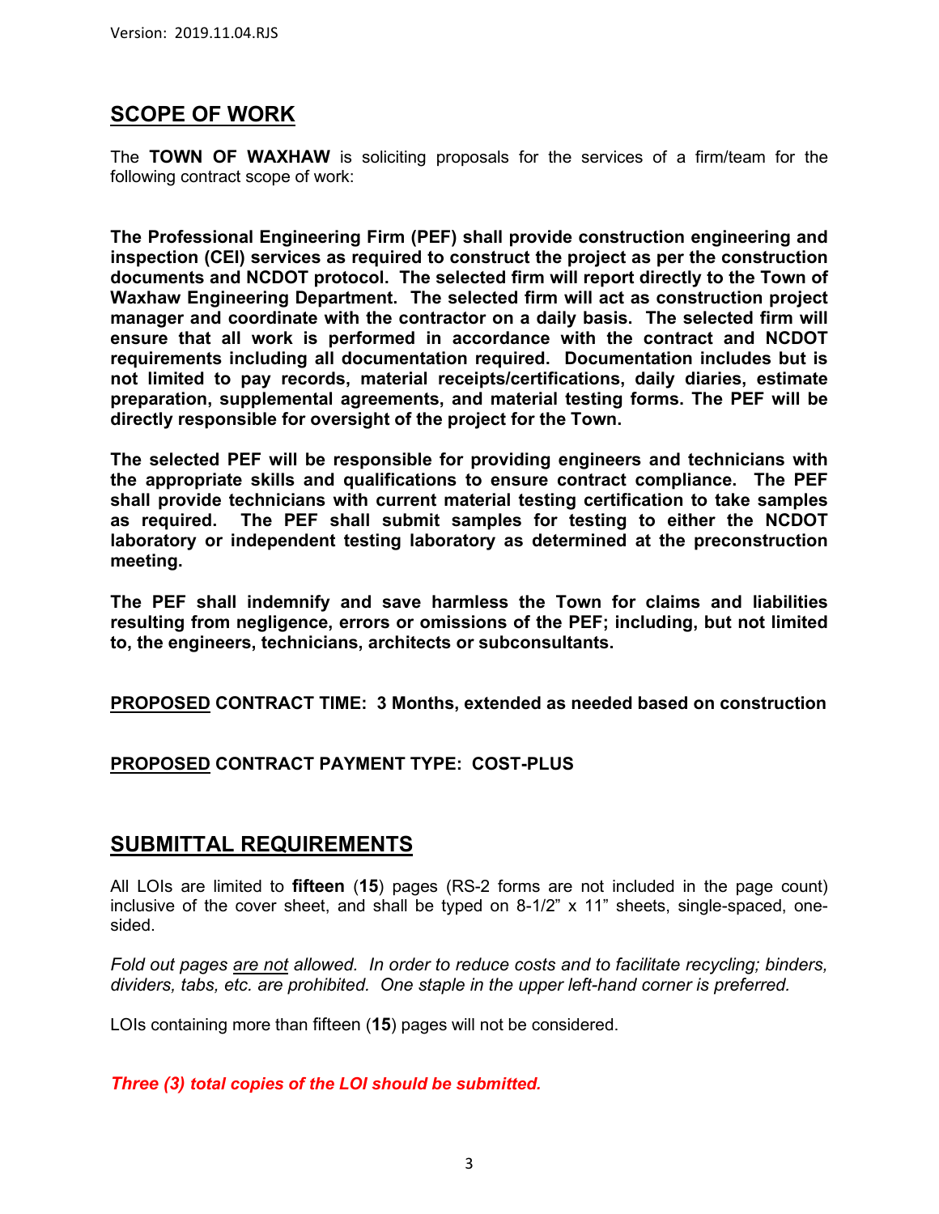## SCOPE OF WORK

The **TOWN OF WAXHAW** is soliciting proposals for the services of a firm/team for the following contract scope of work:

**The Professional Engineering Firm (PEF) shall provide construction engineering and inspection (CEI) services as required to construct the project as per the construction documents and NCDOT protocol. The selected firm will report directly to the Town of Waxhaw Engineering Department. The selected firm will act as construction project manager and coordinate with the contractor on a daily basis. The selected firm will ensure that all work is performed in accordance with the contract and NCDOT requirements including all documentation required. Documentation includes but is not limited to pay records, material receipts/certifications, daily diaries, estimate preparation, supplemental agreements, and material testing forms. The PEF will be directly responsible for oversight of the project for the Town.**

**The selected PEF will be responsible for providing engineers and technicians with the appropriate skills and qualifications to ensure contract compliance. The PEF shall provide technicians with current material testing certification to take samples as required. The PEF shall submit samples for testing to either the NCDOT laboratory or independent testing laboratory as determined at the preconstruction meeting.**

**The PEF shall indemnify and save harmless the Town for claims and liabilities resulting from negligence, errors or omissions of the PEF; including, but not limited to, the engineers, technicians, architects or subconsultants.**

**PROPOSED CONTRACT TIME: 3 Months, extended as needed based on construction**

**PROPOSED CONTRACT PAYMENT TYPE: COST-PLUS**

## SUBMITTAL REQUIREMENTS

All LOIs are limited to **fifteen** (**15**) pages (RS-2 forms are not included in the page count) inclusive of the cover sheet, and shall be typed on 8-1/2" x 11" sheets, single-spaced, one-sided.

*Fold out pages are not allowed. In order to reduce costs and to facilitate recycling; binders, dividers, tabs, etc. are prohibited. One staple in the upper left-hand corner is preferred.*

LOIs containing more than fifteen (**15**) pages will not be considered.

***Three (3) total copies of the LOI should be submitted.***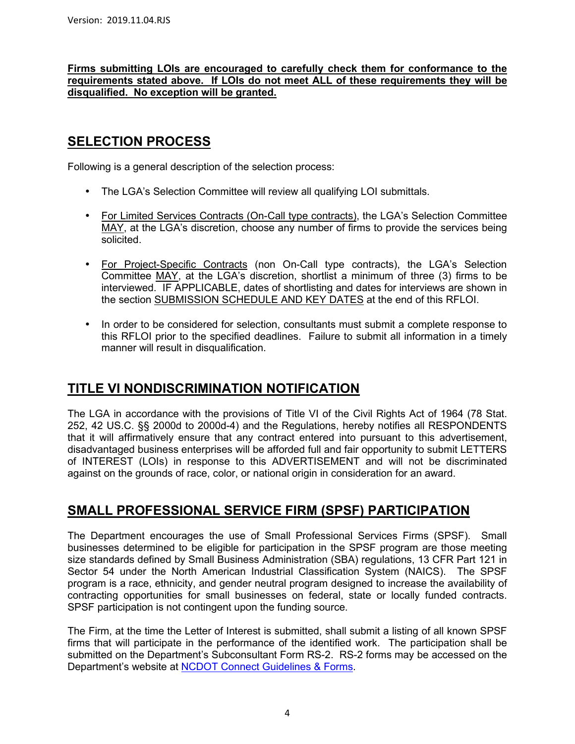**Firms submitting LOIs are encouraged to carefully check them for conformance to the requirements stated above. If LOIs do not meet ALL of these requirements they will be disqualified. No exception will be granted.**

## SELECTION PROCESS

Following is a general description of the selection process:

- The LGA's Selection Committee will review all qualifying LOI submittals.
- For Limited Services Contracts (On-Call type contracts), the LGA's Selection Committee MAY, at the LGA's discretion, choose any number of firms to provide the services being solicited.
- For Project-Specific Contracts (non On-Call type contracts), the LGA's Selection Committee MAY, at the LGA's discretion, shortlist a minimum of three (3) firms to be interviewed. IF APPLICABLE, dates of shortlisting and dates for interviews are shown in the section SUBMISSION SCHEDULE AND KEY DATES at the end of this RFLOI.
- In order to be considered for selection, consultants must submit a complete response to this RFLOI prior to the specified deadlines. Failure to submit all information in a timely manner will result in disqualification.

## TITLE VI NONDISCRIMINATION NOTIFICATION

The LGA in accordance with the provisions of Title VI of the Civil Rights Act of 1964 (78 Stat. 252, 42 US.C. §§ 2000d to 2000d-4) and the Regulations, hereby notifies all RESPONDENTS that it will affirmatively ensure that any contract entered into pursuant to this advertisement, disadvantaged business enterprises will be afforded full and fair opportunity to submit LETTERS of INTEREST (LOIs) in response to this ADVERTISEMENT and will not be discriminated against on the grounds of race, color, or national origin in consideration for an award.

## SMALL PROFESSIONAL SERVICE FIRM (SPSF) PARTICIPATION

The Department encourages the use of Small Professional Services Firms (SPSF). Small businesses determined to be eligible for participation in the SPSF program are those meeting size standards defined by Small Business Administration (SBA) regulations, 13 CFR Part 121 in Sector 54 under the North American Industrial Classification System (NAICS). The SPSF program is a race, ethnicity, and gender neutral program designed to increase the availability of contracting opportunities for small businesses on federal, state or locally funded contracts. SPSF participation is not contingent upon the funding source.

The Firm, at the time the Letter of Interest is submitted, shall submit a listing of all known SPSF firms that will participate in the performance of the identified work. The participation shall be submitted on the Department's Subconsultant Form RS-2. RS-2 forms may be accessed on the Department's website at NCDOT Connect Guidelines & Forms.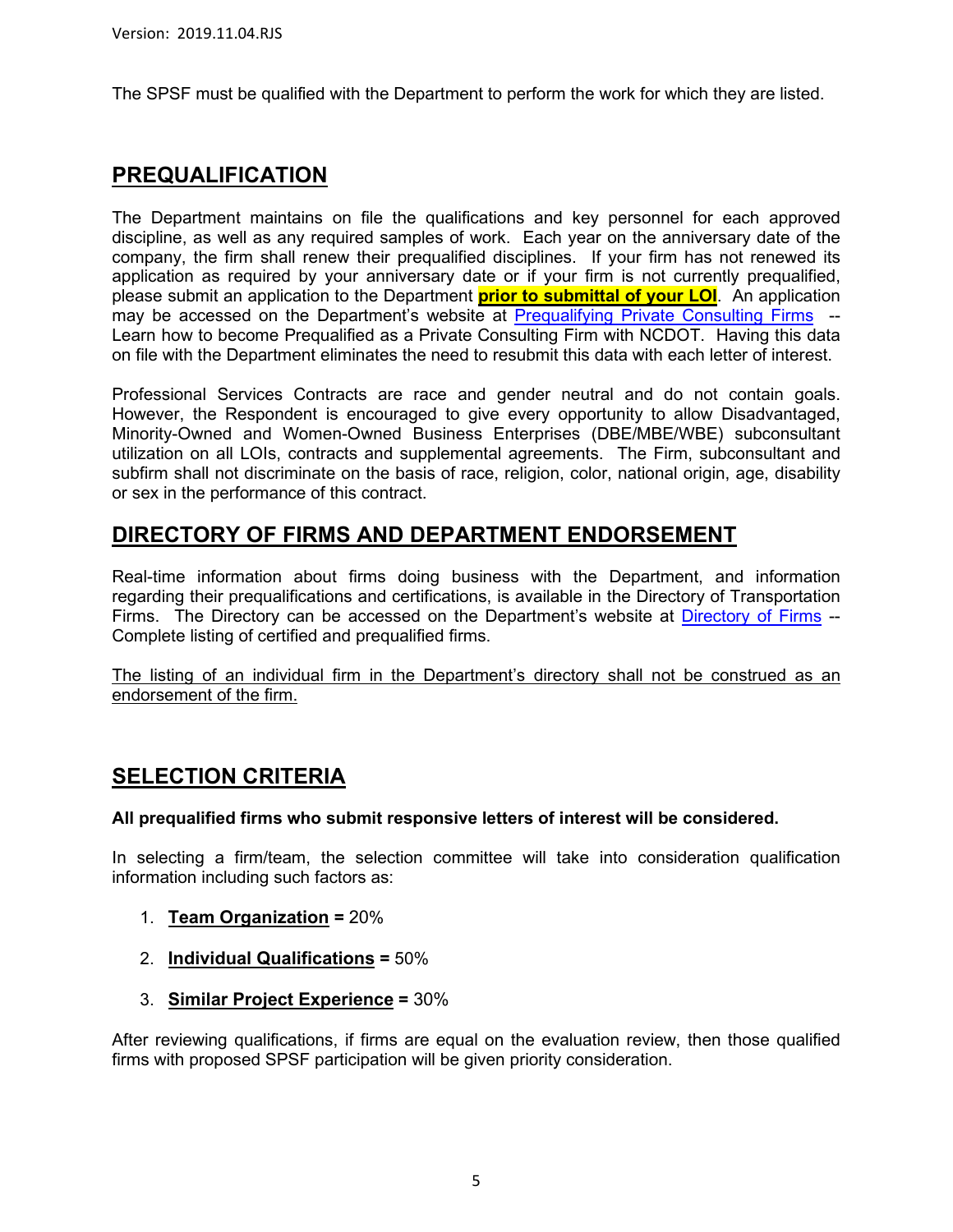The SPSF must be qualified with the Department to perform the work for which they are listed.

## PREQUALIFICATION

The Department maintains on file the qualifications and key personnel for each approved discipline, as well as any required samples of work. Each year on the anniversary date of the company, the firm shall renew their prequalified disciplines. If your firm has not renewed its application as required by your anniversary date or if your firm is not currently prequalified, please submit an application to the Department **prior to submittal of your LOI**. An application may be accessed on the Department's website at Prequalifying Private Consulting Firms -- Learn how to become Prequalified as a Private Consulting Firm with NCDOT. Having this data on file with the Department eliminates the need to resubmit this data with each letter of interest.

Professional Services Contracts are race and gender neutral and do not contain goals. However, the Respondent is encouraged to give every opportunity to allow Disadvantaged, Minority-Owned and Women-Owned Business Enterprises (DBE/MBE/WBE) subconsultant utilization on all LOIs, contracts and supplemental agreements. The Firm, subconsultant and subfirm shall not discriminate on the basis of race, religion, color, national origin, age, disability or sex in the performance of this contract.

## DIRECTORY OF FIRMS AND DEPARTMENT ENDORSEMENT

Real-time information about firms doing business with the Department, and information regarding their prequalifications and certifications, is available in the Directory of Transportation Firms. The Directory can be accessed on the Department's website at Directory of Firms -- Complete listing of certified and prequalified firms.

The listing of an individual firm in the Department's directory shall not be construed as an endorsement of the firm.

## SELECTION CRITERIA

**All prequalified firms who submit responsive letters of interest will be considered.**

In selecting a firm/team, the selection committee will take into consideration qualification information including such factors as:

1. **Team Organization =** 20%
2. **Individual Qualifications =** 50%
3. **Similar Project Experience =** 30%

After reviewing qualifications, if firms are equal on the evaluation review, then those qualified firms with proposed SPSF participation will be given priority consideration.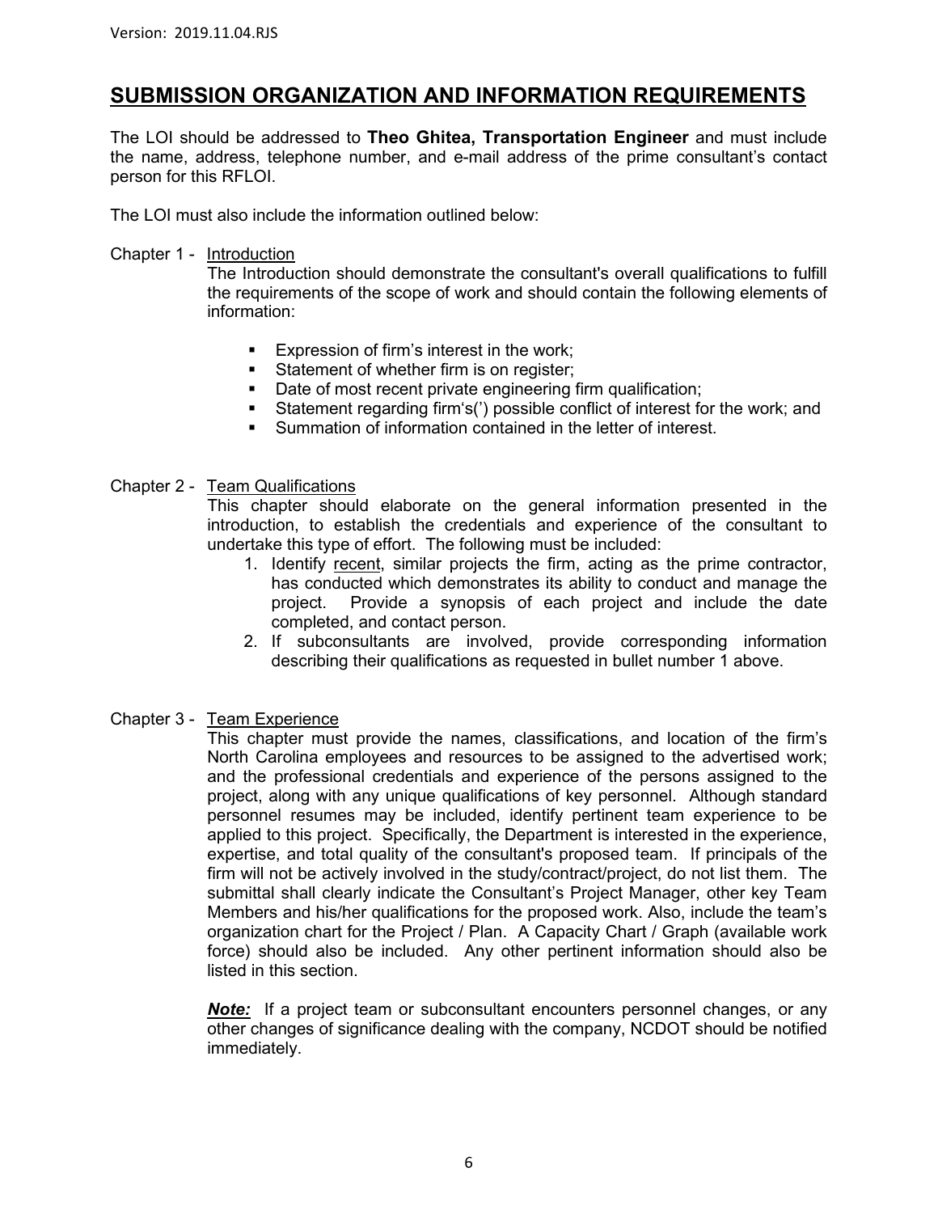## SUBMISSION ORGANIZATION AND INFORMATION REQUIREMENTS

The LOI should be addressed to **Theo Ghitea, Transportation Engineer** and must include the name, address, telephone number, and e-mail address of the prime consultant's contact person for this RFLOI.

The LOI must also include the information outlined below:

Chapter 1 - Introduction

The Introduction should demonstrate the consultant's overall qualifications to fulfill the requirements of the scope of work and should contain the following elements of information:

- Expression of firm's interest in the work;
- Statement of whether firm is on register;
- Date of most recent private engineering firm qualification;
- Statement regarding firm's(') possible conflict of interest for the work; and
- Summation of information contained in the letter of interest.

Chapter 2 - Team Qualifications

This chapter should elaborate on the general information presented in the introduction, to establish the credentials and experience of the consultant to undertake this type of effort. The following must be included:

1. Identify recent, similar projects the firm, acting as the prime contractor, has conducted which demonstrates its ability to conduct and manage the project. Provide a synopsis of each project and include the date completed, and contact person.
2. If subconsultants are involved, provide corresponding information describing their qualifications as requested in bullet number 1 above.

Chapter 3 - Team Experience

This chapter must provide the names, classifications, and location of the firm's North Carolina employees and resources to be assigned to the advertised work; and the professional credentials and experience of the persons assigned to the project, along with any unique qualifications of key personnel. Although standard personnel resumes may be included, identify pertinent team experience to be applied to this project. Specifically, the Department is interested in the experience, expertise, and total quality of the consultant's proposed team. If principals of the firm will not be actively involved in the study/contract/project, do not list them. The submittal shall clearly indicate the Consultant's Project Manager, other key Team Members and his/her qualifications for the proposed work. Also, include the team's organization chart for the Project / Plan. A Capacity Chart / Graph (available work force) should also be included. Any other pertinent information should also be listed in this section.

***Note:*** If a project team or subconsultant encounters personnel changes, or any other changes of significance dealing with the company, NCDOT should be notified immediately.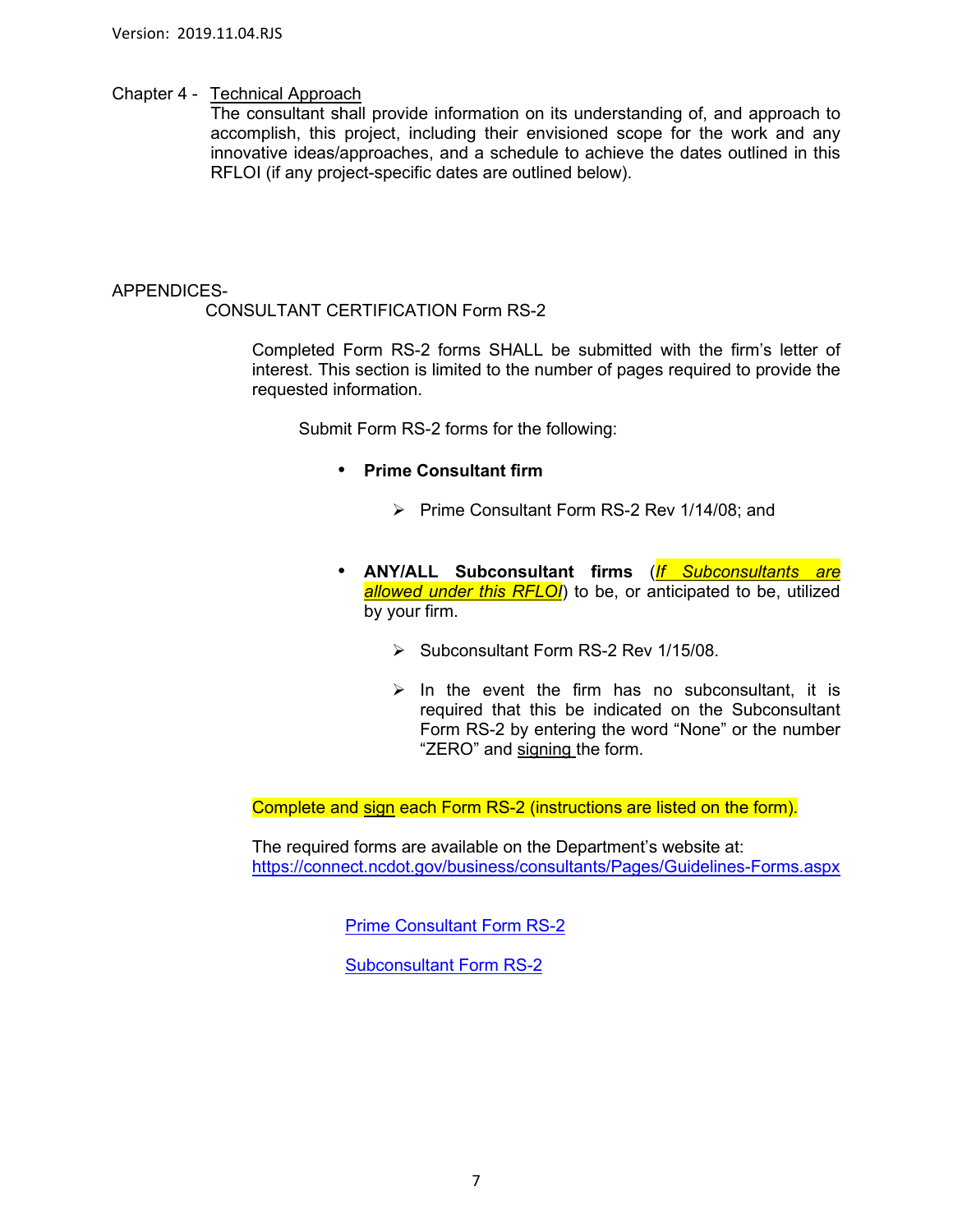Chapter 4 - Technical Approach

The consultant shall provide information on its understanding of, and approach to accomplish, this project, including their envisioned scope for the work and any innovative ideas/approaches, and a schedule to achieve the dates outlined in this RFLOI (if any project-specific dates are outlined below).

APPENDICES-

CONSULTANT CERTIFICATION Form RS-2

Completed Form RS-2 forms SHALL be submitted with the firm's letter of interest. This section is limited to the number of pages required to provide the requested information.

Submit Form RS-2 forms for the following:

- **Prime Consultant firm**
  - Prime Consultant Form RS-2 Rev 1/14/08; and

- **ANY/ALL Subconsultant firms** (*If Subconsultants are allowed under this RFLOI*) to be, or anticipated to be, utilized by your firm.
  - Subconsultant Form RS-2 Rev 1/15/08.
  - In the event the firm has no subconsultant, it is required that this be indicated on the Subconsultant Form RS-2 by entering the word "None" or the number "ZERO" and signing the form.

Complete and sign each Form RS-2 (instructions are listed on the form).

The required forms are available on the Department's website at:
https://connect.ncdot.gov/business/consultants/Pages/Guidelines-Forms.aspx

Prime Consultant Form RS-2

Subconsultant Form RS-2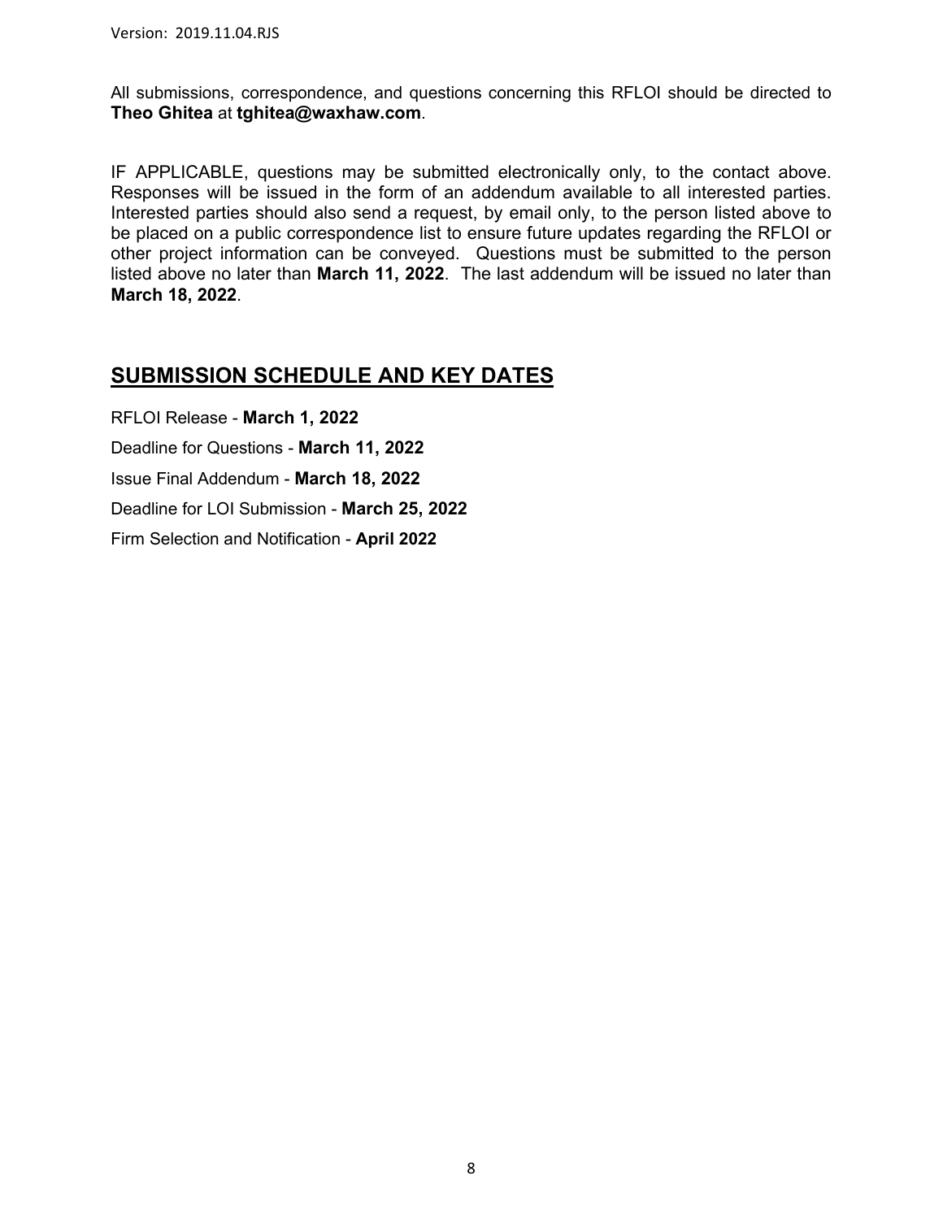All submissions, correspondence, and questions concerning this RFLOI should be directed to **Theo Ghitea** at **tghitea@waxhaw.com**.

IF APPLICABLE, questions may be submitted electronically only, to the contact above. Responses will be issued in the form of an addendum available to all interested parties. Interested parties should also send a request, by email only, to the person listed above to be placed on a public correspondence list to ensure future updates regarding the RFLOI or other project information can be conveyed. Questions must be submitted to the person listed above no later than **March 11, 2022**. The last addendum will be issued no later than **March 18, 2022**.

## SUBMISSION SCHEDULE AND KEY DATES

RFLOI Release - **March 1, 2022**

Deadline for Questions - **March 11, 2022**

Issue Final Addendum - **March 18, 2022**

Deadline for LOI Submission - **March 25, 2022**

Firm Selection and Notification - **April 2022**